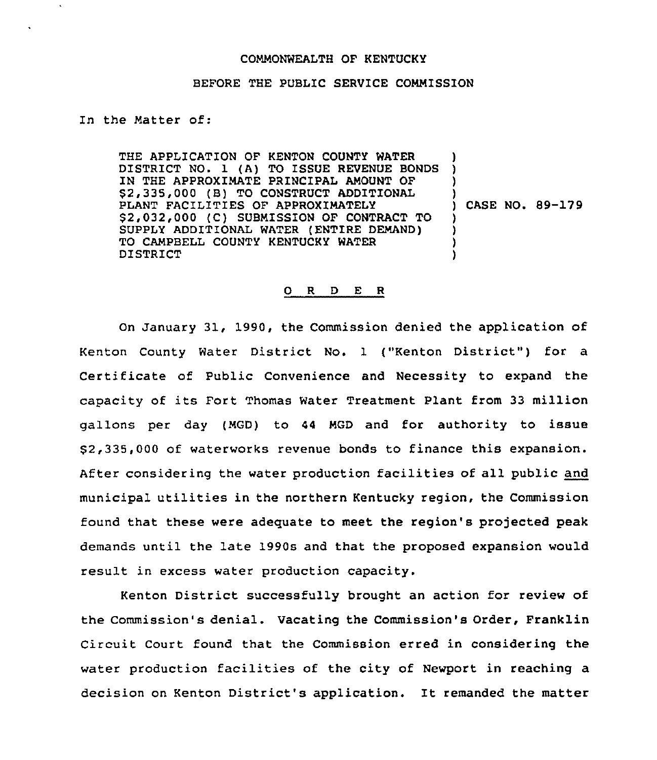COMMONWEALTH OF KENTUCKY

BEFORE THE PUBLIC SERVICE COMMISSION

In the Matter of:

THE APPLICATION OF KENTON COUNTY WATER DISTRICT NO. 1 (A) TO ISSUE REVENUE BONDS IN THE APPROXIMATE PRINCIPAL AMOUNT OF $2,335,000 (B) TO CONSTRUCT ADDITIONAL PLANT FACILITIES OF APPROXIMATELY $2,032,000 (C) SUBMISSION OF CONTRACT TO SUPPLY ADDITIONAL WATER (ENTIRE DEMAND) TO CAMPBELL COUNTY KENTUCKY WATER DISTRICT ) CASE NO. 89-179

O R D E R

On January 31, 1990, the Commission denied the application of Kenton County Water District No. 1 ("Kenton District") for a Certificate of Public Convenience and Necessity to expand the capacity of its Fort Thomas Water Treatment Plant from 33 million gallons per day (MGD) to 44 MGD and for authority to issue $2,335,000 of waterworks revenue bonds to finance this expansion. After considering the water production facilities of all public and municipal utilities in the northern Kentucky region, the Commission found that these were adequate to meet the region's projected peak demands until the late 1990s and that the proposed expansion would result in excess water production capacity.

Kenton District successfully brought an action for review of the Commission's denial. Vacating the Commission's Order, Franklin Circuit Court found that the Commission erred in considering the water production facilities of the city of Newport in reaching a decision on Kenton District's application. It remanded the matter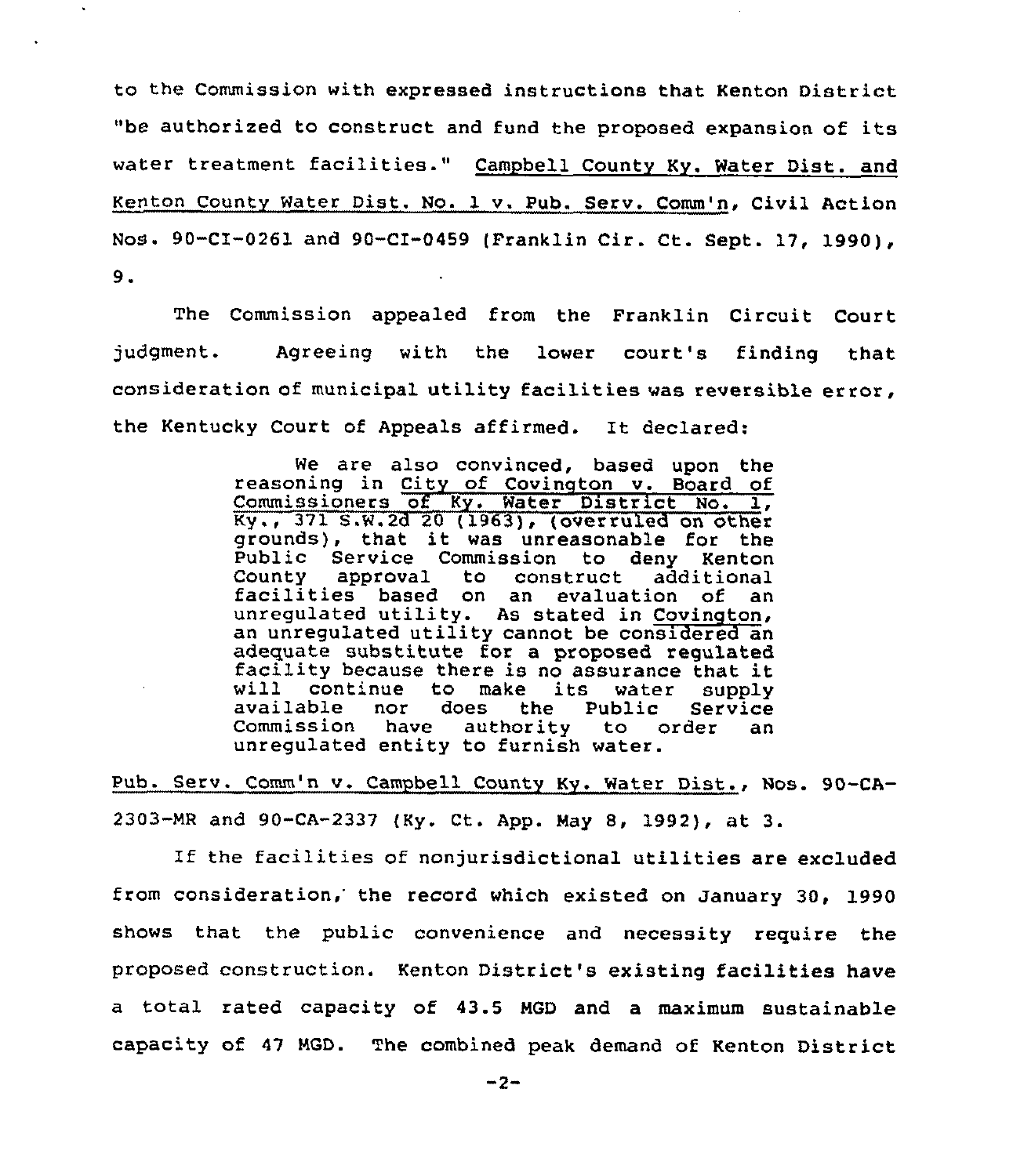to the Commission with expressed instructions that Kenton District "be authorized to construct and fund the proposed expansion of its water treatment facilities." Campbell County Ky. Water Dist. and Kenton County Water Dist. No. 1 v. Pub. Serv. Comm'n, Civil Action Nos. 90-CI-0261 and 90-CI-0459 (Franklin Cir. Ct. Sept. 17, 1990), 9.

The Commission appealed from the Franklin Circuit Court judgment. Agreeing with the lower court's finding that consideration of municipal utility facilities was reversible error, the Kentucky Court of Appeals affirmed. It declared:

> We are also convinced, based upon the reasoning in City of Covington v. Board of Commissioners of Ky. Water District No. 1, Ky., 371 S.W.2d 20 (1963), (overruled on other grounds), that it was unreasonable for the Public Service Commission to deny Kenton County approval to construct additional facilities based on an evaluation of an unregulated utility. As stated in Covington, an unregulated utility cannot be considered an adequate substitute for a proposed regulated facility because there is no assurance that it will continue to make its water supply available nor does the Public Service Commission have authority to order an unregulated entity to furnish water.

Pub. Serv. Comm'n v. Campbell County Ky. Water Dist., Nos. 90-CA-2303-MR and 90-CA-2337 (Ky. Ct. App. May 8, 1992), at 3.

If the facilities of nonjurisdictional utilities are excluded from consideration, the record which existed on January 30, 1990 shows that the public convenience and necessity require the proposed construction. Kenton District's existing facilities have a total rated capacity of 43.5 MGD and a maximum sustainable capacity of 47 MGD. The combined peak demand of Kenton District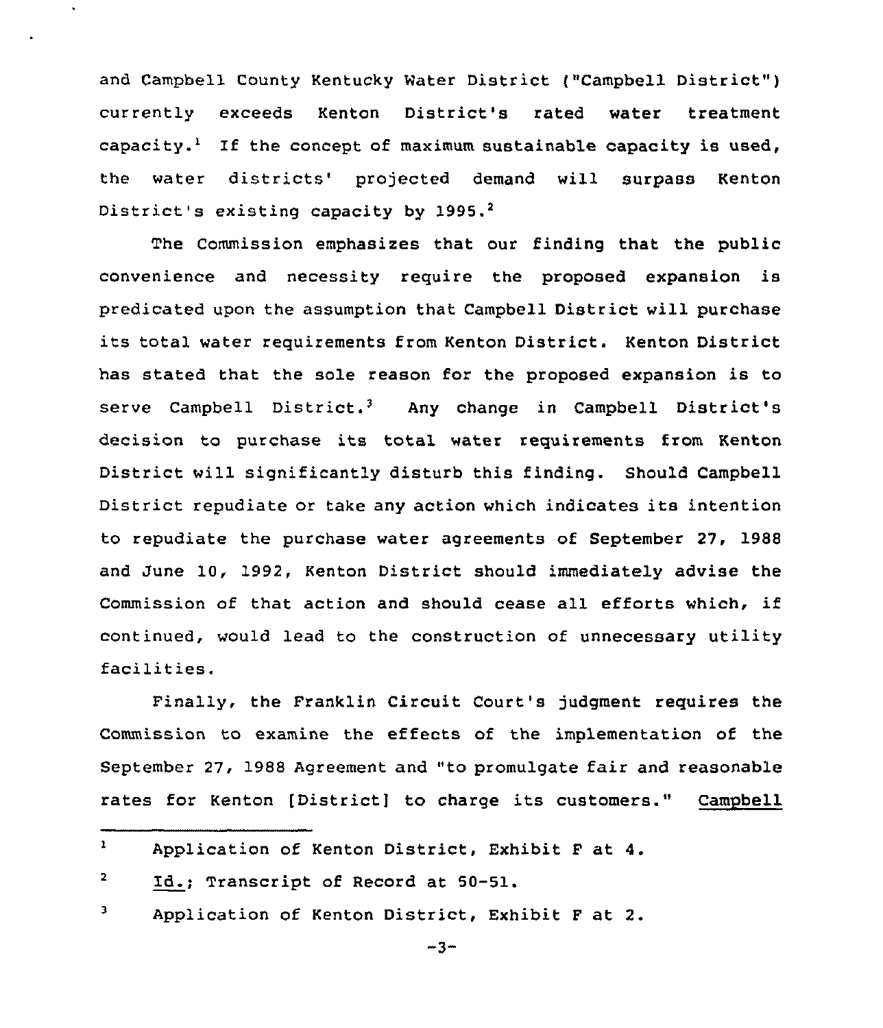and Campbell County Kentucky Water District ("Campbell District") currently exceeds Kenton District's rated water treatment capacity.[1] If the concept of maximum sustainable capacity is used, the water districts' projected demand will surpass Kenton District's existing capacity by 1995.[2]

The Commission emphasizes that our finding that the public convenience and necessity require the proposed expansion is predicated upon the assumption that Campbell District will purchase its total water requirements from Kenton District. Kenton District has stated that the sole reason for the proposed expansion is to serve Campbell District.[3] Any change in Campbell District's decision to purchase its total water requirements from Kenton District will significantly disturb this finding. Should Campbell District repudiate or take any action which indicates its intention to repudiate the purchase water agreements of September 27, 1988 and June 10, 1992, Kenton District should immediately advise the Commission of that action and should cease all efforts which, if continued, would lead to the construction of unnecessary utility facilities.

Finally, the Franklin Circuit Court's judgment requires the Commission to examine the effects of the implementation of the September 27, 1988 Agreement and "to promulgate fair and reasonable rates for Kenton [District] to charge its customers." Campbell

---

[1] Application of Kenton District, Exhibit F at 4.

[2] Id.; Transcript of Record at 50-51.

[3] Application of Kenton District, Exhibit F at 2.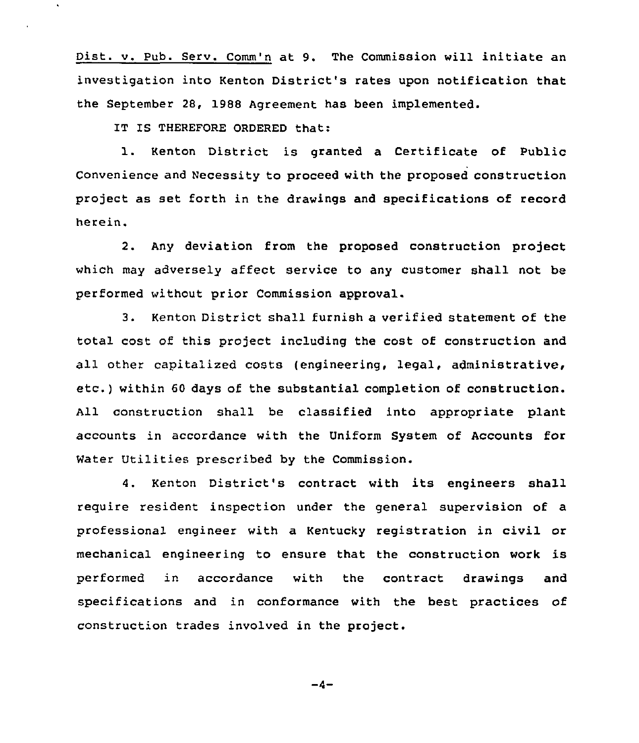Dist. v. Pub. Serv. Comm'n at 9. The Commission will initiate an investigation into Kenton District's rates upon notification that the September 28, 1988 Agreement has been implemented.

IT IS THEREFORE ORDERED that:

1. Kenton District is granted a Certificate of Public Convenience and Necessity to proceed with the proposed construction project as set forth in the drawings and specifications of record herein.

2. Any deviation from the proposed construction project which may adversely affect service to any customer shall not be performed without prior Commission approval.

3. Kenton District shall furnish a verified statement of the total cost of this project including the cost of construction and all other capitalized costs (engineering, legal, administrative, etc.) within 60 days of the substantial completion of construction. All construction shall be classified into appropriate plant accounts in accordance with the Uniform System of Accounts for Water Utilities prescribed by the Commission.

4. Kenton District's contract with its engineers shall require resident inspection under the general supervision of a professional engineer with a Kentucky registration in civil or mechanical engineering to ensure that the construction work is performed in accordance with the contract drawings and specifications and in conformance with the best practices of construction trades involved in the project.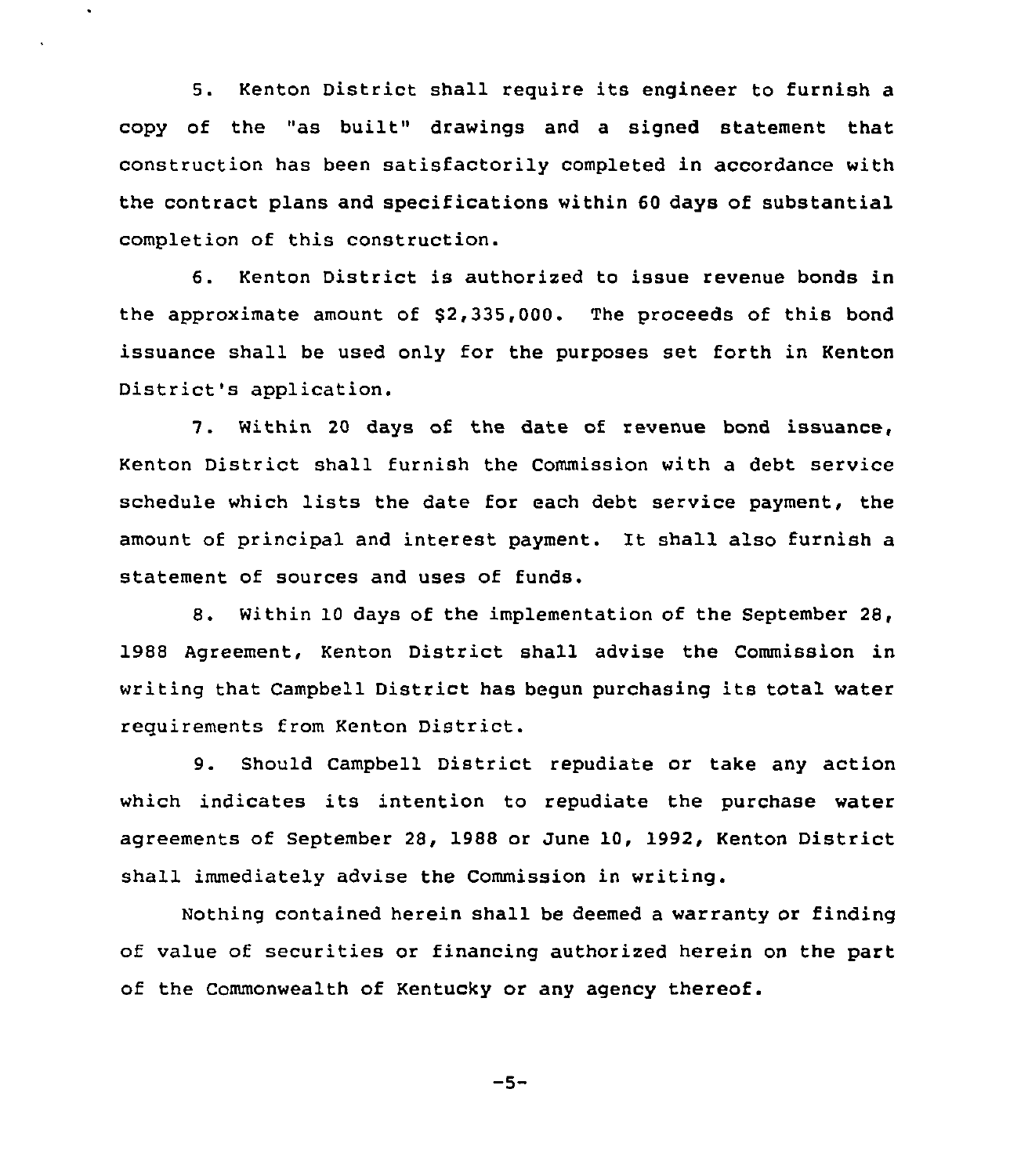5. Kenton District shall require its engineer to furnish a copy of the "as built" drawings and a signed statement that construction has been satisfactorily completed in accordance with the contract plans and specifications within 60 days of substantial completion of this construction.

6. Kenton District is authorized to issue revenue bonds in the approximate amount of $2,335,000. The proceeds of this bond issuance shall be used only for the purposes set forth in Kenton District's application.

7. Within 20 days of the date of revenue bond issuance, Kenton District shall furnish the Commission with a debt service schedule which lists the date for each debt service payment, the amount of principal and interest payment. It shall also furnish a statement of sources and uses of funds.

8. Within 10 days of the implementation of the September 28, 1988 Agreement, Kenton District shall advise the Commission in writing that Campbell District has begun purchasing its total water requirements from Kenton District.

9. Should Campbell District repudiate or take any action which indicates its intention to repudiate the purchase water agreements of September 28, 1988 or June 10, 1992, Kenton District shall immediately advise the Commission in writing.

Nothing contained herein shall be deemed a warranty or finding of value of securities or financing authorized herein on the part of the Commonwealth of Kentucky or any agency thereof.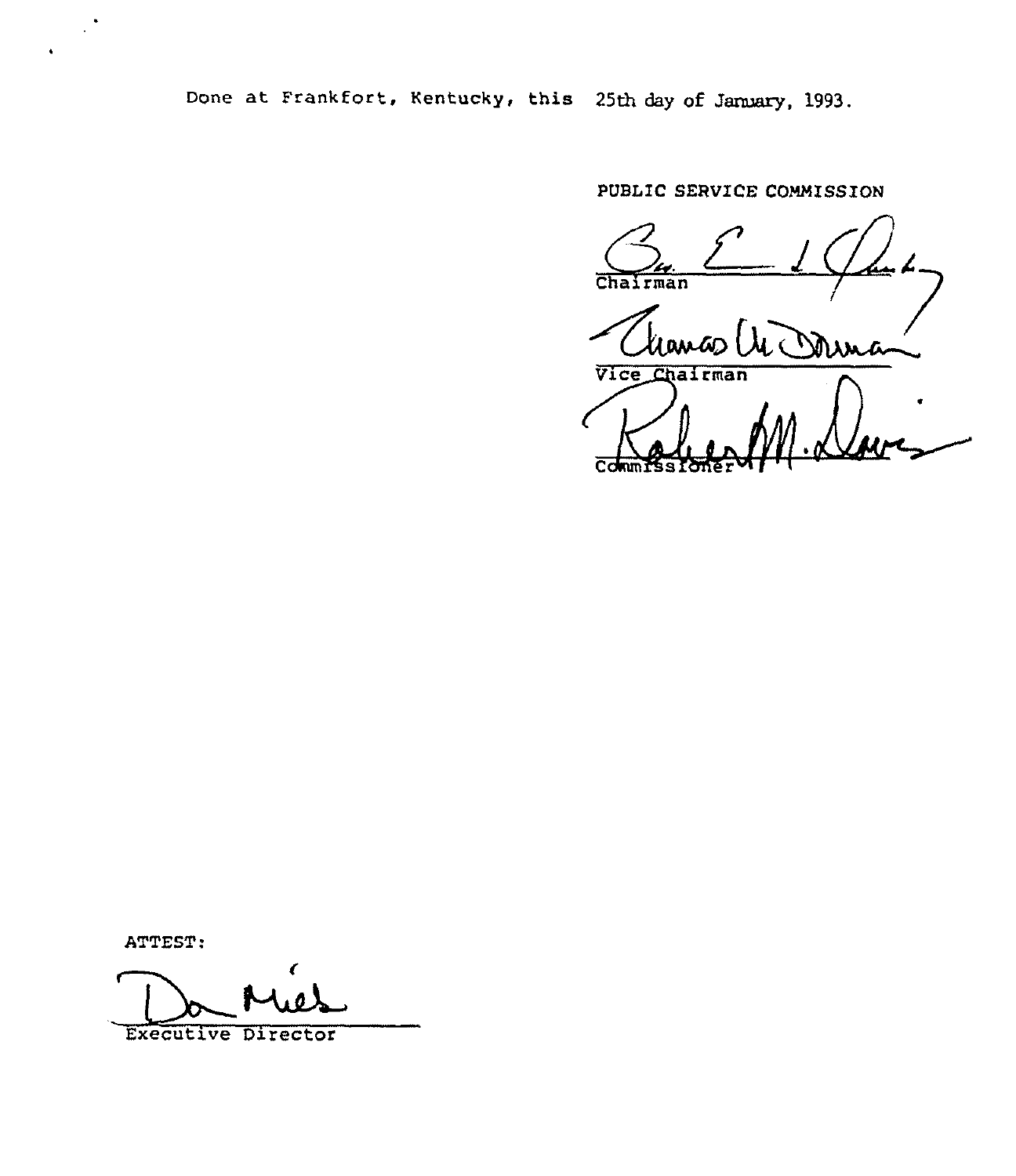Done at Frankfort, Kentucky, this 25th day of January, 1993.

PUBLIC SERVICE COMMISSION

Chairman

Vice Chairman

Commissioner

ATTEST:

Executive Director